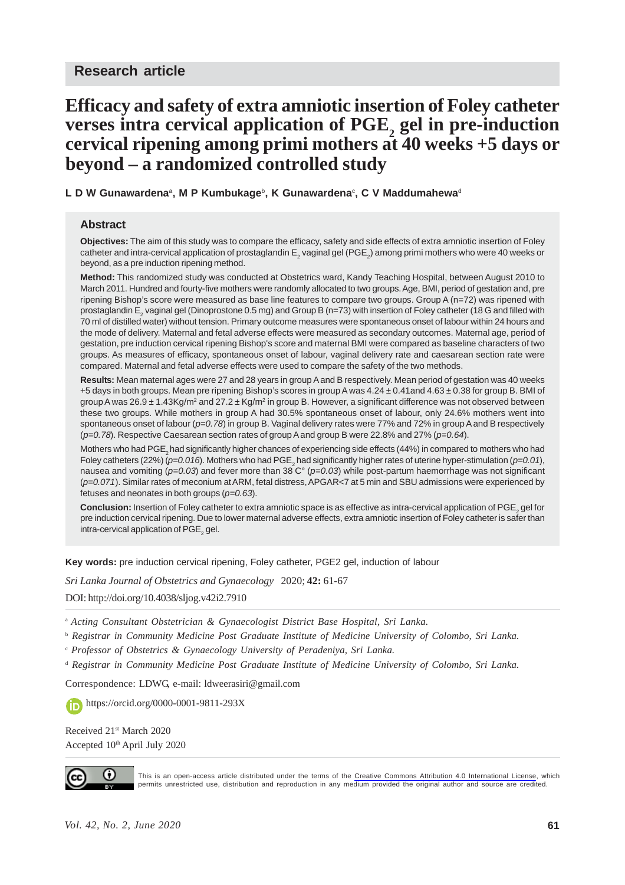Research article

# Efficacy and safety of extra amniotic insertion of Foley catheter verses intra cervical application of $PGE_2$ gel in pre-induction cervical ripening among primi mothers at 40 weeks +5 days or beyond – a randomized controlled study

**L D W Gunawardena[a], M P Kumbukage[b], K Gunawardena[c], C V Maddumahewa[d]**

## Abstract

**Objectives:** The aim of this study was to compare the efficacy, safety and side effects of extra amniotic insertion of Foley catheter and intra-cervical application of prostaglandin $E_2$ vaginal gel ($PGE_2$) among primi mothers who were 40 weeks or beyond, as a pre induction ripening method.

**Method:** This randomized study was conducted at Obstetrics ward, Kandy Teaching Hospital, between August 2010 to March 2011. Hundred and fourty-five mothers were randomly allocated to two groups. Age, BMI, period of gestation and, pre ripening Bishop's score were measured as base line features to compare two groups. Group A (n=72) was ripened with prostaglandin $E_2$ vaginal gel (Dinoprostone 0.5 mg) and Group B (n=73) with insertion of Foley catheter (18 G and filled with 70 ml of distilled water) without tension. Primary outcome measures were spontaneous onset of labour within 24 hours and the mode of delivery. Maternal and fetal adverse effects were measured as secondary outcomes. Maternal age, period of gestation, pre induction cervical ripening Bishop's score and maternal BMI were compared as baseline characters of two groups. As measures of efficacy, spontaneous onset of labour, vaginal delivery rate and caesarean section rate were compared. Maternal and fetal adverse effects were used to compare the safety of the two methods.

**Results:** Mean maternal ages were 27 and 28 years in group A and B respectively. Mean period of gestation was 40 weeks +5 days in both groups. Mean pre ripening Bishop's scores in group A was 4.24 ± 0.41and 4.63 ± 0.38 for group B. BMI of group A was 26.9 ± 1.43Kg/m$^2$ and 27.2 ± Kg/m$^2$ in group B. However, a significant difference was not observed between these two groups. While mothers in group A had 30.5% spontaneous onset of labour, only 24.6% mothers went into spontaneous onset of labour (*p=0.78*) in group B. Vaginal delivery rates were 77% and 72% in group A and B respectively (*p=0.78*). Respective Caesarean section rates of group A and group B were 22.8% and 27% (*p=0.64*).

Mothers who had $PGE_2$ had significantly higher chances of experiencing side effects (44%) in compared to mothers who had Foley catheters (22%) (*p=0.016*). Mothers who had $PGE_2$ had significantly higher rates of uterine hyper-stimulation (*p=0.01*), nausea and vomiting (*p=0.03*) and fever more than 38 C° (*p=0.03*) while post-partum haemorrhage was not significant (*p=0.071*). Similar rates of meconium at ARM, fetal distress, APGAR<7 at 5 min and SBU admissions were experienced by fetuses and neonates in both groups (*p=0.63*).

**Conclusion:** Insertion of Foley catheter to extra amniotic space is as effective as intra-cervical application of $PGE_2$ gel for pre induction cervical ripening. Due to lower maternal adverse effects, extra amniotic insertion of Foley catheter is safer than intra-cervical application of $PGE_2$ gel.

**Key words:** pre induction cervical ripening, Foley catheter, PGE2 gel, induction of labour

*Sri Lanka Journal of Obstetrics and Gynaecology* 2020; **42:** 61-67

DOI: http://doi.org/10.4038/sljog.v42i2.7910

[a] *Acting Consultant Obstetrician & Gynaecologist District Base Hospital, Sri Lanka.*

[b] *Registrar in Community Medicine Post Graduate Institute of Medicine University of Colombo, Sri Lanka.*

[c] *Professor of Obstetrics & Gynaecology University of Peradeniya, Sri Lanka.*

[d] *Registrar in Community Medicine Post Graduate Institute of Medicine University of Colombo, Sri Lanka.*

Correspondence: LDWG, e-mail: ldweerasiri@gmail.com

https://orcid.org/0000-0001-9811-293X

Received 21st March 2020

Accepted 10th April July 2020

This is an open-access article distributed under the terms of the Creative Commons Attribution 4.0 International License, which permits unrestricted use, distribution and reproduction in any medium provided the original author and source are credited.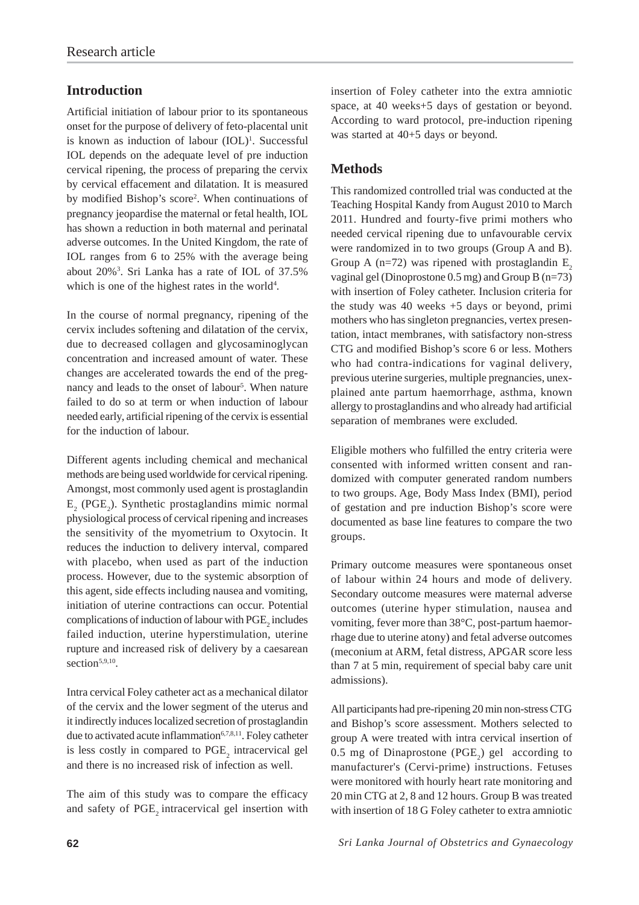## Introduction

Artificial initiation of labour prior to its spontaneous onset for the purpose of delivery of feto-placental unit is known as induction of labour (IOL)[1]. Successful IOL depends on the adequate level of pre induction cervical ripening, the process of preparing the cervix by cervical effacement and dilatation. It is measured by modified Bishop's score[2]. When continuations of pregnancy jeopardise the maternal or fetal health, IOL has shown a reduction in both maternal and perinatal adverse outcomes. In the United Kingdom, the rate of IOL ranges from 6 to 25% with the average being about 20%[3]. Sri Lanka has a rate of IOL of 37.5% which is one of the highest rates in the world[4].

In the course of normal pregnancy, ripening of the cervix includes softening and dilatation of the cervix, due to decreased collagen and glycosaminoglycan concentration and increased amount of water. These changes are accelerated towards the end of the pregnancy and leads to the onset of labour[5]. When nature failed to do so at term or when induction of labour needed early, artificial ripening of the cervix is essential for the induction of labour.

Different agents including chemical and mechanical methods are being used worldwide for cervical ripening. Amongst, most commonly used agent is prostaglandin $E_2$ ($PGE_2$). Synthetic prostaglandins mimic normal physiological process of cervical ripening and increases the sensitivity of the myometrium to Oxytocin. It reduces the induction to delivery interval, compared with placebo, when used as part of the induction process. However, due to the systemic absorption of this agent, side effects including nausea and vomiting, initiation of uterine contractions can occur. Potential complications of induction of labour with $PGE_2$ includes failed induction, uterine hyperstimulation, uterine rupture and increased risk of delivery by a caesarean section[5,9,10].

Intra cervical Foley catheter act as a mechanical dilator of the cervix and the lower segment of the uterus and it indirectly induces localized secretion of prostaglandin due to activated acute inflammation[6,7,8,11]. Foley catheter is less costly in compared to $PGE_2$ intracervical gel and there is no increased risk of infection as well.

The aim of this study was to compare the efficacy and safety of $PGE_2$ intracervical gel insertion with insertion of Foley catheter into the extra amniotic space, at 40 weeks+5 days of gestation or beyond. According to ward protocol, pre-induction ripening was started at 40+5 days or beyond.

## Methods

This randomized controlled trial was conducted at the Teaching Hospital Kandy from August 2010 to March 2011. Hundred and fourty-five primi mothers who needed cervical ripening due to unfavourable cervix were randomized in to two groups (Group A and B). Group A (n=72) was ripened with prostaglandin $E_2$ vaginal gel (Dinoprostone 0.5 mg) and Group B (n=73) with insertion of Foley catheter. Inclusion criteria for the study was 40 weeks +5 days or beyond, primi mothers who has singleton pregnancies, vertex presentation, intact membranes, with satisfactory non-stress CTG and modified Bishop's score 6 or less. Mothers who had contra-indications for vaginal delivery, previous uterine surgeries, multiple pregnancies, unexplained ante partum haemorrhage, asthma, known allergy to prostaglandins and who already had artificial separation of membranes were excluded.

Eligible mothers who fulfilled the entry criteria were consented with informed written consent and randomized with computer generated random numbers to two groups. Age, Body Mass Index (BMI), period of gestation and pre induction Bishop's score were documented as base line features to compare the two groups.

Primary outcome measures were spontaneous onset of labour within 24 hours and mode of delivery. Secondary outcome measures were maternal adverse outcomes (uterine hyper stimulation, nausea and vomiting, fever more than 38°C, post-partum haemorrhage due to uterine atony) and fetal adverse outcomes (meconium at ARM, fetal distress, APGAR score less than 7 at 5 min, requirement of special baby care unit admissions).

All participants had pre-ripening 20 min non-stress CTG and Bishop's score assessment. Mothers selected to group A were treated with intra cervical insertion of 0.5 mg of Dinaprostone ($PGE_2$) gel according to manufacturer's (Cervi-prime) instructions. Fetuses were monitored with hourly heart rate monitoring and 20 min CTG at 2, 8 and 12 hours. Group B was treated with insertion of 18 G Foley catheter to extra amniotic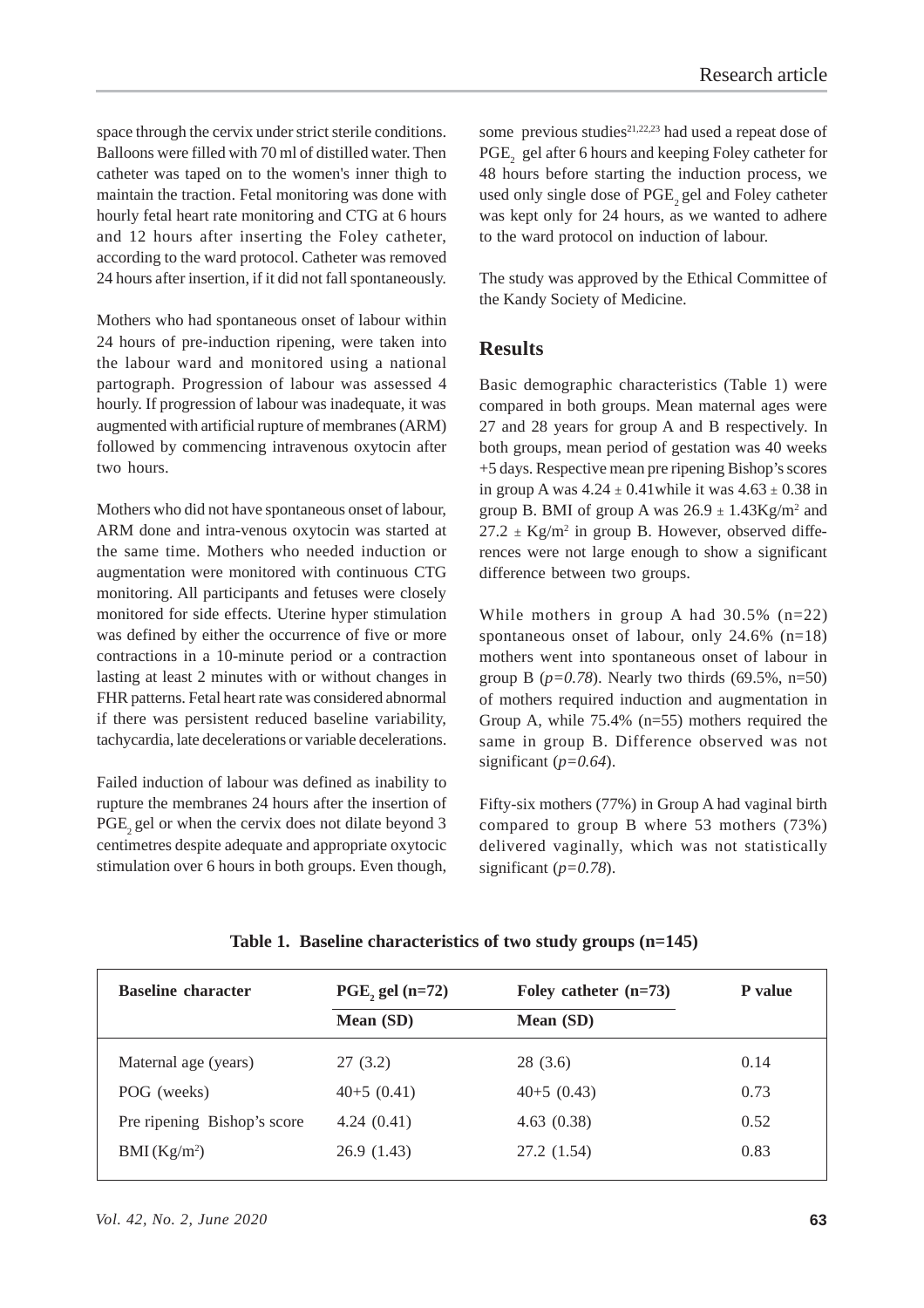space through the cervix under strict sterile conditions. Balloons were filled with 70 ml of distilled water. Then catheter was taped on to the women's inner thigh to maintain the traction. Fetal monitoring was done with hourly fetal heart rate monitoring and CTG at 6 hours and 12 hours after inserting the Foley catheter, according to the ward protocol. Catheter was removed 24 hours after insertion, if it did not fall spontaneously.

Mothers who had spontaneous onset of labour within 24 hours of pre-induction ripening, were taken into the labour ward and monitored using a national partograph. Progression of labour was assessed 4 hourly. If progression of labour was inadequate, it was augmented with artificial rupture of membranes (ARM) followed by commencing intravenous oxytocin after two hours.

Mothers who did not have spontaneous onset of labour, ARM done and intra-venous oxytocin was started at the same time. Mothers who needed induction or augmentation were monitored with continuous CTG monitoring. All participants and fetuses were closely monitored for side effects. Uterine hyper stimulation was defined by either the occurrence of five or more contractions in a 10-minute period or a contraction lasting at least 2 minutes with or without changes in FHR patterns. Fetal heart rate was considered abnormal if there was persistent reduced baseline variability, tachycardia, late decelerations or variable decelerations.

Failed induction of labour was defined as inability to rupture the membranes 24 hours after the insertion of $PGE_2$ gel or when the cervix does not dilate beyond 3 centimetres despite adequate and appropriate oxytocic stimulation over 6 hours in both groups. Even though, some previous studies[21,22,23] had used a repeat dose of $PGE_2$ gel after 6 hours and keeping Foley catheter for 48 hours before starting the induction process, we used only single dose of $PGE_2$ gel and Foley catheter was kept only for 24 hours, as we wanted to adhere to the ward protocol on induction of labour.

The study was approved by the Ethical Committee of the Kandy Society of Medicine.

## Results

Basic demographic characteristics (Table 1) were compared in both groups. Mean maternal ages were 27 and 28 years for group A and B respectively. In both groups, mean period of gestation was 40 weeks +5 days. Respective mean pre ripening Bishop's scores in group A was $4.24 \pm 0.41$while it was $4.63 \pm 0.38$ in group B. BMI of group A was $26.9 \pm 1.43 Kg/m^2$ and $27.2 \pm Kg/m^2$ in group B. However, observed differences were not large enough to show a significant difference between two groups.

While mothers in group A had 30.5% (n=22) spontaneous onset of labour, only 24.6% (n=18) mothers went into spontaneous onset of labour in group B ($p=0.78$). Nearly two thirds (69.5%, n=50) of mothers required induction and augmentation in Group A, while 75.4% (n=55) mothers required the same in group B. Difference observed was not significant ($p=0.64$).

Fifty-six mothers (77%) in Group A had vaginal birth compared to group B where 53 mothers (73%) delivered vaginally, which was not statistically significant ($p=0.78$).

**Table 1. Baseline characteristics of two study groups (n=145)**

| Baseline character | $PGE_2$ gel (n=72) | Foley catheter (n=73) | P value |
|---|---|---|---|
| | Mean (SD) | Mean (SD) | |
| Maternal age (years) | 27 (3.2) | 28 (3.6) | 0.14 |
| POG (weeks) | 40+5 (0.41) | 40+5 (0.43) | 0.73 |
| Pre ripening Bishop's score | 4.24 (0.41) | 4.63 (0.38) | 0.52 |
| BMI ($Kg/m^2$) | 26.9 (1.43) | 27.2 (1.54) | 0.83 |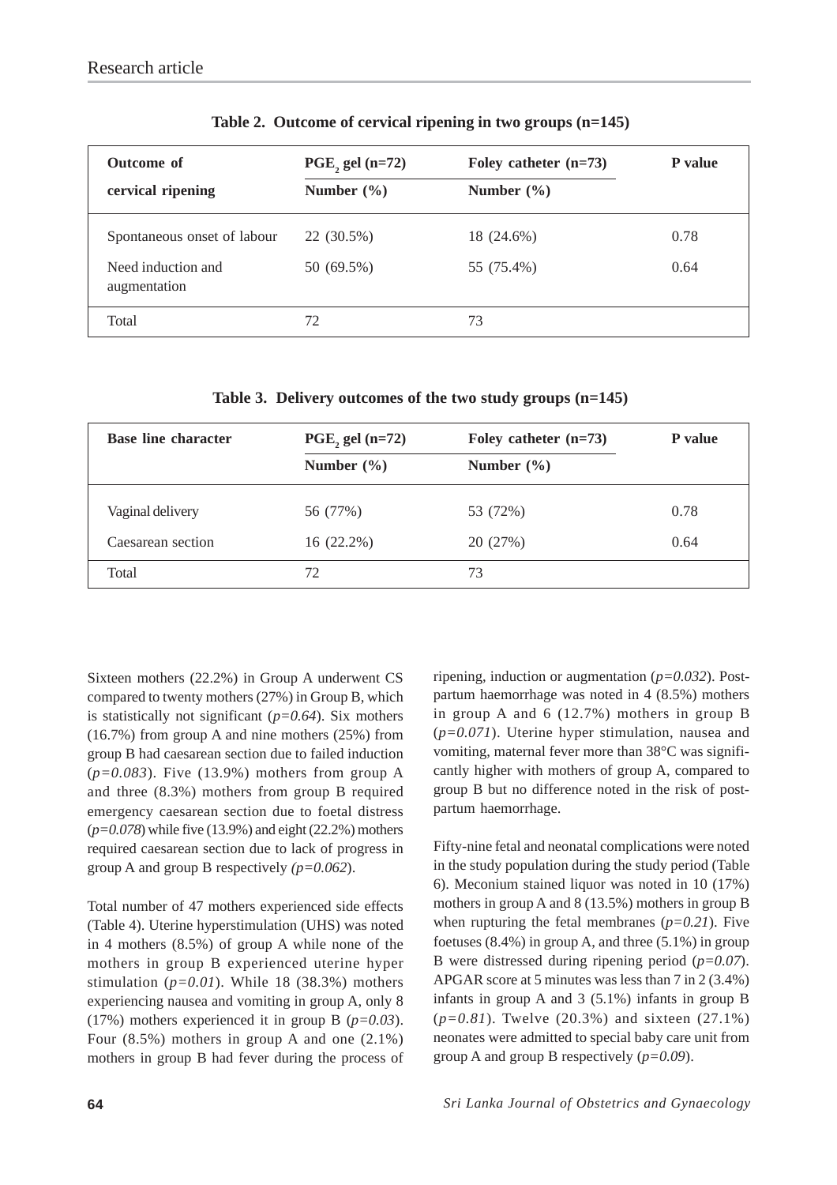**Table 2. Outcome of cervical ripening in two groups (n=145)**

| Outcome of cervical ripening | $PGE_2$ gel (n=72) Number (%) | Foley catheter (n=73) Number (%) | P value |
|---|---|---|---|
| Spontaneous onset of labour | 22 (30.5%) | 18 (24.6%) | 0.78 |
| Need induction and augmentation | 50 (69.5%) | 55 (75.4%) | 0.64 |
| Total | 72 | 73 | |

**Table 3. Delivery outcomes of the two study groups (n=145)**

| Base line character | $PGE_2$ gel (n=72) Number (%) | Foley catheter (n=73) Number (%) | P value |
|---|---|---|---|
| Vaginal delivery | 56 (77%) | 53 (72%) | 0.78 |
| Caesarean section | 16 (22.2%) | 20 (27%) | 0.64 |
| Total | 72 | 73 | |

Sixteen mothers (22.2%) in Group A underwent CS compared to twenty mothers (27%) in Group B, which is statistically not significant (*p=0.64*). Six mothers (16.7%) from group A and nine mothers (25%) from group B had caesarean section due to failed induction (*p=0.083*). Five (13.9%) mothers from group A and three (8.3%) mothers from group B required emergency caesarean section due to foetal distress (*p=0.078*) while five (13.9%) and eight (22.2%) mothers required caesarean section due to lack of progress in group A and group B respectively *(p=0.062*).

Total number of 47 mothers experienced side effects (Table 4). Uterine hyperstimulation (UHS) was noted in 4 mothers (8.5%) of group A while none of the mothers in group B experienced uterine hyper stimulation (*p=0.01*). While 18 (38.3%) mothers experiencing nausea and vomiting in group A, only 8 (17%) mothers experienced it in group B (*p=0.03*). Four (8.5%) mothers in group A and one (2.1%) mothers in group B had fever during the process of ripening, induction or augmentation (*p=0.032*). Postpartum haemorrhage was noted in 4 (8.5%) mothers in group A and 6 (12.7%) mothers in group B (*p=0.071*). Uterine hyper stimulation, nausea and vomiting, maternal fever more than 38°C was significantly higher with mothers of group A, compared to group B but no difference noted in the risk of postpartum haemorrhage.

Fifty-nine fetal and neonatal complications were noted in the study population during the study period (Table 6). Meconium stained liquor was noted in 10 (17%) mothers in group A and 8 (13.5%) mothers in group B when rupturing the fetal membranes (*p=0.21*). Five foetuses (8.4%) in group A, and three (5.1%) in group B were distressed during ripening period (*p=0.07*). APGAR score at 5 minutes was less than 7 in 2 (3.4%) infants in group A and 3 (5.1%) infants in group B (*p=0.81*). Twelve (20.3%) and sixteen (27.1%) neonates were admitted to special baby care unit from group A and group B respectively (*p=0.09*).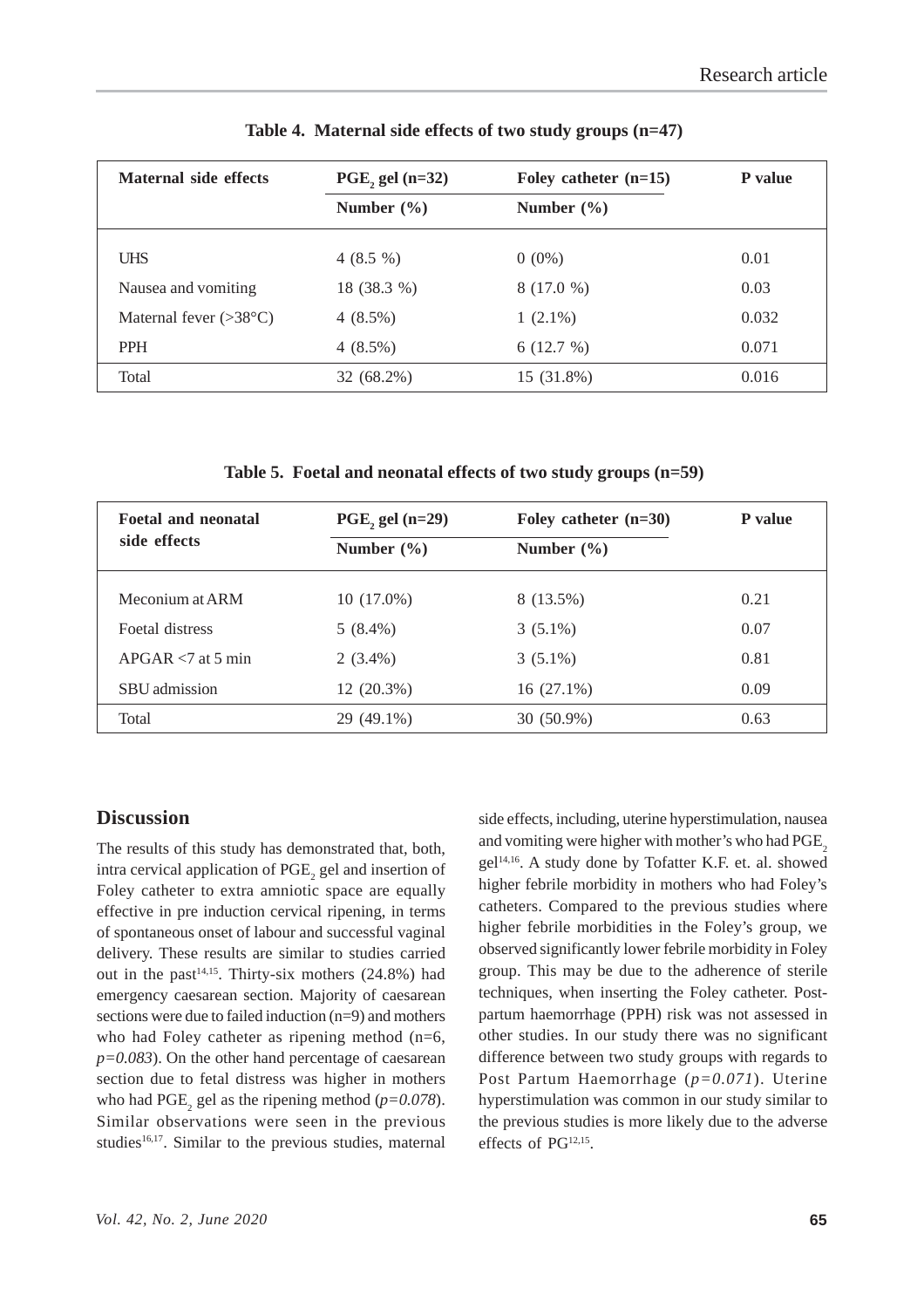**Table 4. Maternal side effects of two study groups (n=47)**

| Maternal side effects | $PGE_2$ gel (n=32) | Foley catheter (n=15) | P value |
|---|---|---|---|
| | Number (%) | Number (%) | |
| UHS | 4 (8.5 %) | 0 (0%) | 0.01 |
| Nausea and vomiting | 18 (38.3 %) | 8 (17.0 %) | 0.03 |
| Maternal fever (>38°C) | 4 (8.5%) | 1 (2.1%) | 0.032 |
| PPH | 4 (8.5%) | 6 (12.7 %) | 0.071 |
| Total | 32 (68.2%) | 15 (31.8%) | 0.016 |

**Table 5. Foetal and neonatal effects of two study groups (n=59)**

| Foetal and neonatal side effects | $PGE_2$ gel (n=29) | Foley catheter (n=30) | P value |
|---|---|---|---|
| | Number (%) | Number (%) | |
| Meconium at ARM | 10 (17.0%) | 8 (13.5%) | 0.21 |
| Foetal distress | 5 (8.4%) | 3 (5.1%) | 0.07 |
| APGAR <7 at 5 min | 2 (3.4%) | 3 (5.1%) | 0.81 |
| SBU admission | 12 (20.3%) | 16 (27.1%) | 0.09 |
| Total | 29 (49.1%) | 30 (50.9%) | 0.63 |

## Discussion

The results of this study has demonstrated that, both, intra cervical application of $PGE_2$ gel and insertion of Foley catheter to extra amniotic space are equally effective in pre induction cervical ripening, in terms of spontaneous onset of labour and successful vaginal delivery. These results are similar to studies carried out in the past[14,15]. Thirty-six mothers (24.8%) had emergency caesarean section. Majority of caesarean sections were due to failed induction (n=9) and mothers who had Foley catheter as ripening method (n=6, *p=0.083*). On the other hand percentage of caesarean section due to fetal distress was higher in mothers who had $PGE_2$ gel as the ripening method (*p=0.078*). Similar observations were seen in the previous studies[16,17]. Similar to the previous studies, maternal side effects, including, uterine hyperstimulation, nausea and vomiting were higher with mother's who had $PGE_2$ gel[14,16]. A study done by Tofatter K.F. et. al. showed higher febrile morbidity in mothers who had Foley's catheters. Compared to the previous studies where higher febrile morbidities in the Foley's group, we observed significantly lower febrile morbidity in Foley group. This may be due to the adherence of sterile techniques, when inserting the Foley catheter. Post-partum haemorrhage (PPH) risk was not assessed in other studies. In our study there was no significant difference between two study groups with regards to Post Partum Haemorrhage (*p=0.071*). Uterine hyperstimulation was common in our study similar to the previous studies is more likely due to the adverse effects of PG[12,15].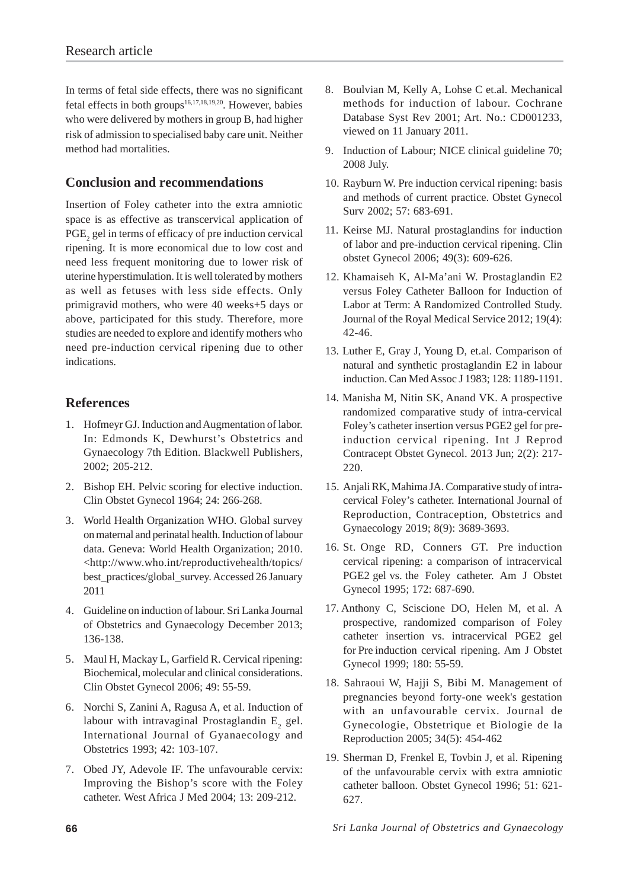In terms of fetal side effects, there was no significant fetal effects in both groups[16,17,18,19,20]. However, babies who were delivered by mothers in group B, had higher risk of admission to specialised baby care unit. Neither method had mortalities.

## Conclusion and recommendations

Insertion of Foley catheter into the extra amniotic space is as effective as transcervical application of $PGE_2$ gel in terms of efficacy of pre induction cervical ripening. It is more economical due to low cost and need less frequent monitoring due to lower risk of uterine hyperstimulation. It is well tolerated by mothers as well as fetuses with less side effects. Only primigravid mothers, who were 40 weeks+5 days or above, participated for this study. Therefore, more studies are needed to explore and identify mothers who need pre-induction cervical ripening due to other indications.

## References

1. Hofmeyr GJ. Induction and Augmentation of labor. In: Edmonds K, Dewhurst's Obstetrics and Gynaecology 7th Edition. Blackwell Publishers, 2002; 205-212.
2. Bishop EH. Pelvic scoring for elective induction. Clin Obstet Gynecol 1964; 24: 266-268.
3. World Health Organization WHO. Global survey on maternal and perinatal health. Induction of labour data. Geneva: World Health Organization; 2010. <http://www.who.int/reproductivehealth/topics/best_practices/global_survey. Accessed 26 January 2011
4. Guideline on induction of labour. Sri Lanka Journal of Obstetrics and Gynaecology December 2013; 136-138.
5. Maul H, Mackay L, Garfield R. Cervical ripening: Biochemical, molecular and clinical considerations. Clin Obstet Gynecol 2006; 49: 55-59.
6. Norchi S, Zanini A, Ragusa A, et al. Induction of labour with intravaginal Prostaglandin $E_2$ gel. International Journal of Gyanaecology and Obstetrics 1993; 42: 103-107.
7. Obed JY, Adevole IF. The unfavourable cervix: Improving the Bishop's score with the Foley catheter. West Africa J Med 2004; 13: 209-212.
8. Boulvian M, Kelly A, Lohse C et.al. Mechanical methods for induction of labour. Cochrane Database Syst Rev 2001; Art. No.: CD001233, viewed on 11 January 2011.
9. Induction of Labour; NICE clinical guideline 70; 2008 July.
10. Rayburn W. Pre induction cervical ripening: basis and methods of current practice. Obstet Gynecol Surv 2002; 57: 683-691.
11. Keirse MJ. Natural prostaglandins for induction of labor and pre-induction cervical ripening. Clin obstet Gynecol 2006; 49(3): 609-626.
12. Khamaiseh K, Al-Ma'ani W. Prostaglandin E2 versus Foley Catheter Balloon for Induction of Labor at Term: A Randomized Controlled Study. Journal of the Royal Medical Service 2012; 19(4): 42-46.
13. Luther E, Gray J, Young D, et.al. Comparison of natural and synthetic prostaglandin E2 in labour induction. Can Med Assoc J 1983; 128: 1189-1191.
14. Manisha M, Nitin SK, Anand VK. A prospective randomized comparative study of intra-cervical Foley's catheter insertion versus PGE2 gel for pre-induction cervical ripening. Int J Reprod Contracept Obstet Gynecol. 2013 Jun; 2(2): 217-220.
15. Anjali RK, Mahima JA. Comparative study of intra-cervical Foley's catheter. International Journal of Reproduction, Contraception, Obstetrics and Gynaecology 2019; 8(9): 3689-3693.
16. St. Onge RD, Conners GT. Pre induction cervical ripening: a comparison of intracervical PGE2 gel vs. the Foley catheter. Am J Obstet Gynecol 1995; 172: 687-690.
17. Anthony C, Sciscione DO, Helen M, et al. A prospective, randomized comparison of Foley catheter insertion vs. intracervical PGE2 gel for Pre induction cervical ripening. Am J Obstet Gynecol 1999; 180: 55-59.
18. Sahraoui W, Hajji S, Bibi M. Management of pregnancies beyond forty-one week's gestation with an unfavourable cervix. Journal de Gynecologie, Obstetrique et Biologie de la Reproduction 2005; 34(5): 454-462
19. Sherman D, Frenkel E, Tovbin J, et al. Ripening of the unfavourable cervix with extra amniotic catheter balloon. Obstet Gynecol 1996; 51: 621-627.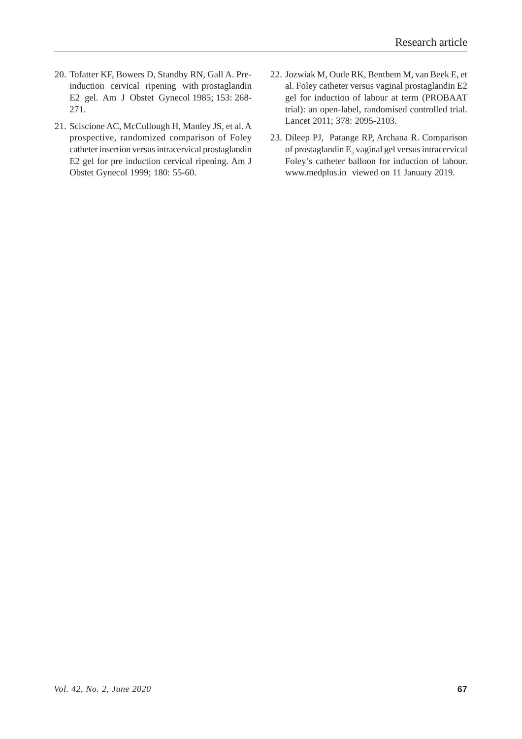20. Tofatter KF, Bowers D, Standby RN, Gall A. Pre-induction cervical ripening with prostaglandin E2 gel. Am J Obstet Gynecol 1985; 153: 268-271.

21. Sciscione AC, McCullough H, Manley JS, et al. A prospective, randomized comparison of Foley catheter insertion versus intracervical prostaglandin E2 gel for pre induction cervical ripening. Am J Obstet Gynecol 1999; 180: 55-60.

22. Jozwiak M, Oude RK, Benthem M, van Beek E, et al. Foley catheter versus vaginal prostaglandin E2 gel for induction of labour at term (PROBAAT trial): an open-label, randomised controlled trial. Lancet 2011; 378: 2095-2103.

23. Dileep PJ, Patange RP, Archana R. Comparison of prostaglandin $E_2$ vaginal gel versus intracervical Foley's catheter balloon for induction of labour. www.medplus.in viewed on 11 January 2019.